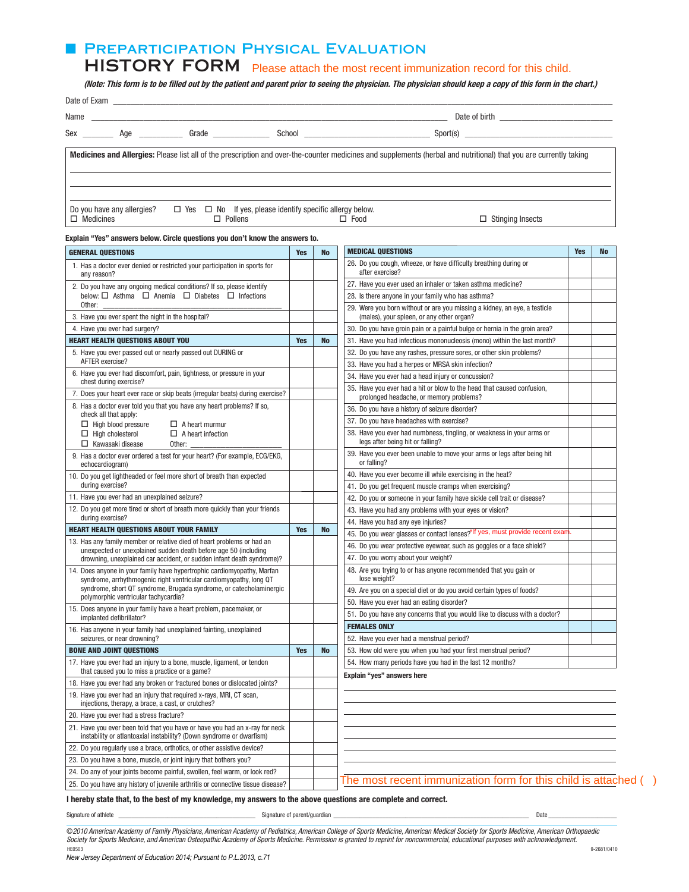# PREPARTICIPATION PHYSICAL EVALUATION

## HISTORY FORM

Please attach the most recent immunization record for this child.

*(Note: This form is to be filled out by the patient and parent prior to seeing the physician. The physician should keep a copy of this form in the chart.)*

Date of Exam ___________________________________________

Name ___________________________________________ Date of birth ____________________

Sex _______ Age _________ Grade _____________ School ____________________________ Sport(s) ____________________

**Medicines and Allergies:** Please list all of the prescription and over-the-counter medicines and supplements (herbal and nutritional) that you are currently taking

_______________________________________________________________

_______________________________________________________________

_______________________________________________________________

Do you have any allergies? ☐ Yes ☐ No If yes, please identify specific allergy below.
☐ Medicines ☐ Pollens ☐ Food ☐ Stinging Insects

**Explain "Yes" answers below. Circle questions you don't know the answers to.**

| GENERAL QUESTIONS | Yes | No |
|---|---|---|
| 1. Has a doctor ever denied or restricted your participation in sports for any reason? | | |
| 2. Do you have any ongoing medical conditions? If so, please identify below: ☐ Asthma ☐ Anemia ☐ Diabetes ☐ Infections Other: ____________ | | |
| 3. Have you ever spent the night in the hospital? | | |
| 4. Have you ever had surgery? | | |
| **HEART HEALTH QUESTIONS ABOUT YOU** | **Yes** | **No** |
| 5. Have you ever passed out or nearly passed out DURING or AFTER exercise? | | |
| 6. Have you ever had discomfort, pain, tightness, or pressure in your chest during exercise? | | |
| 7. Does your heart ever race or skip beats (irregular beats) during exercise? | | |
| 8. Has a doctor ever told you that you have any heart problems? If so, check all that apply: ☐ High blood pressure ☐ A heart murmur ☐ High cholesterol ☐ A heart infection ☐ Kawasaki disease Other: ____________ | | |
| 9. Has a doctor ever ordered a test for your heart? (For example, ECG/EKG, echocardiogram) | | |
| 10. Do you get lightheaded or feel more short of breath than expected during exercise? | | |
| 11. Have you ever had an unexplained seizure? | | |
| 12. Do you get more tired or short of breath more quickly than your friends during exercise? | | |
| **HEART HEALTH QUESTIONS ABOUT YOUR FAMILY** | **Yes** | **No** |
| 13. Has any family member or relative died of heart problems or had an unexpected or unexplained sudden death before age 50 (including drowning, unexplained car accident, or sudden infant death syndrome)? | | |
| 14. Does anyone in your family have hypertrophic cardiomyopathy, Marfan syndrome, arrhythmogenic right ventricular cardiomyopathy, long QT syndrome, short QT syndrome, Brugada syndrome, or catecholaminergic polymorphic ventricular tachycardia? | | |
| 15. Does anyone in your family have a heart problem, pacemaker, or implanted defibrillator? | | |
| 16. Has anyone in your family had unexplained fainting, unexplained seizures, or near drowning? | | |
| **BONE AND JOINT QUESTIONS** | **Yes** | **No** |
| 17. Have you ever had an injury to a bone, muscle, ligament, or tendon that caused you to miss a practice or a game? | | |
| 18. Have you ever had any broken or fractured bones or dislocated joints? | | |
| 19. Have you ever had an injury that required x-rays, MRI, CT scan, injections, therapy, a brace, a cast, or crutches? | | |
| 20. Have you ever had a stress fracture? | | |
| 21. Have you ever been told that you have or have you had an x-ray for neck instability or atlantoaxial instability? (Down syndrome or dwarfism) | | |
| 22. Do you regularly use a brace, orthotics, or other assistive device? | | |
| 23. Do you have a bone, muscle, or joint injury that bothers you? | | |
| 24. Do any of your joints become painful, swollen, feel warm, or look red? | | |
| 25. Do you have any history of juvenile arthritis or connective tissue disease? | | |

| MEDICAL QUESTIONS | Yes | No |
|---|---|---|
| 26. Do you cough, wheeze, or have difficulty breathing during or after exercise? | | |
| 27. Have you ever used an inhaler or taken asthma medicine? | | |
| 28. Is there anyone in your family who has asthma? | | |
| 29. Were you born without or are you missing a kidney, an eye, a testicle (males), your spleen, or any other organ? | | |
| 30. Do you have groin pain or a painful bulge or hernia in the groin area? | | |
| 31. Have you had infectious mononucleosis (mono) within the last month? | | |
| 32. Do you have any rashes, pressure sores, or other skin problems? | | |
| 33. Have you had a herpes or MRSA skin infection? | | |
| 34. Have you ever had a head injury or concussion? | | |
| 35. Have you ever had a hit or blow to the head that caused confusion, prolonged headache, or memory problems? | | |
| 36. Do you have a history of seizure disorder? | | |
| 37. Do you have headaches with exercise? | | |
| 38. Have you ever had numbness, tingling, or weakness in your arms or legs after being hit or falling? | | |
| 39. Have you ever been unable to move your arms or legs after being hit or falling? | | |
| 40. Have you ever become ill while exercising in the heat? | | |
| 41. Do you get frequent muscle cramps when exercising? | | |
| 42. Do you or someone in your family have sickle cell trait or disease? | | |
| 43. Have you had any problems with your eyes or vision? | | |
| 44. Have you had any eye injuries? | | |
| 45. Do you wear glasses or contact lenses? *If yes, must provide recent exam. | | |
| 46. Do you wear protective eyewear, such as goggles or a face shield? | | |
| 47. Do you worry about your weight? | | |
| 48. Are you trying to or has anyone recommended that you gain or lose weight? | | |
| 49. Are you on a special diet or do you avoid certain types of foods? | | |
| 50. Have you ever had an eating disorder? | | |
| 51. Do you have any concerns that you would like to discuss with a doctor? | | |
| **FEMALES ONLY** | | |
| 52. Have you ever had a menstrual period? | | |
| 53. How old were you when you had your first menstrual period? | | |
| 54. How many periods have you had in the last 12 months? | | |

**Explain "yes" answers here**

_______________________________________________________________

_______________________________________________________________

_______________________________________________________________

_______________________________________________________________

_______________________________________________________________

_______________________________________________________________

_______________________________________________________________

The most recent immunization form for this child is attached ( )

**I hereby state that, to the best of my knowledge, my answers to the above questions are complete and correct.**

Signature of athlete ____________________ Signature of parent/guardian ____________________ Date __________

*©2010 American Academy of Family Physicians, American Academy of Pediatrics, American College of Sports Medicine, American Medical Society for Sports Medicine, American Orthopaedic Society for Sports Medicine, and American Osteopathic Academy of Sports Medicine. Permission is granted to reprint for noncommercial, educational purposes with acknowledgment.*

HE0503 9-2681/0410

*New Jersey Department of Education 2014; Pursuant to P.L.2013, c.71*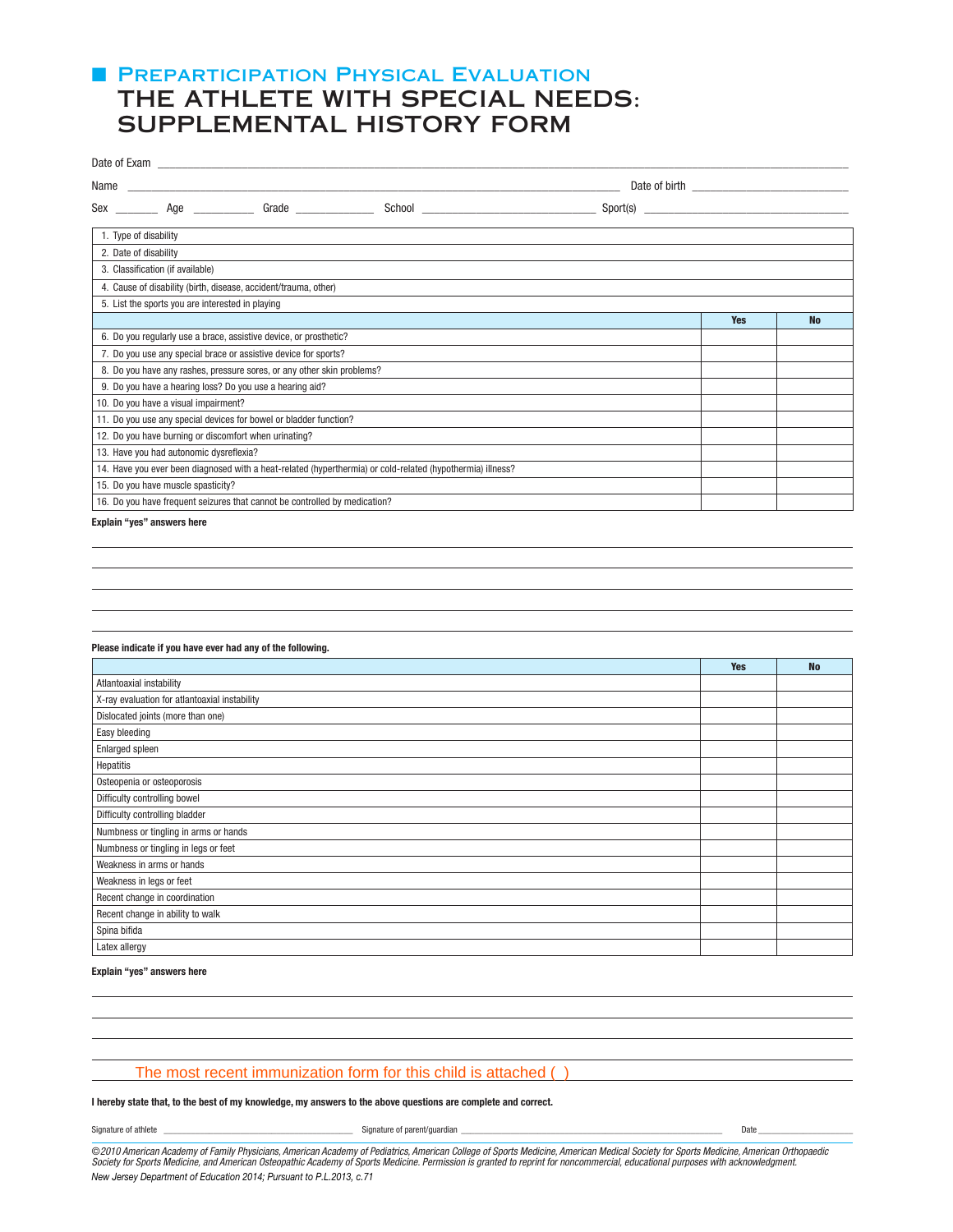# Preparticipation Physical Evaluation

## THE ATHLETE WITH SPECIAL NEEDS: SUPPLEMENTAL HISTORY FORM

Date of Exam ______________________________

Name ______________________________ Date of birth ______________

Sex _______ Age _______ Grade _______ School ______________ Sport(s) ______________

| | | |
|---|---|---|
| 1. Type of disability | | |
| 2. Date of disability | | |
| 3. Classification (if available) | | |
| 4. Cause of disability (birth, disease, accident/trauma, other) | | |
| 5. List the sports you are interested in playing | | |
| | **Yes** | **No** |
| 6. Do you regularly use a brace, assistive device, or prosthetic? | | |
| 7. Do you use any special brace or assistive device for sports? | | |
| 8. Do you have any rashes, pressure sores, or any other skin problems? | | |
| 9. Do you have a hearing loss? Do you use a hearing aid? | | |
| 10. Do you have a visual impairment? | | |
| 11. Do you use any special devices for bowel or bladder function? | | |
| 12. Do you have burning or discomfort when urinating? | | |
| 13. Have you had autonomic dysreflexia? | | |
| 14. Have you ever been diagnosed with a heat-related (hyperthermia) or cold-related (hypothermia) illness? | | |
| 15. Do you have muscle spasticity? | | |
| 16. Do you have frequent seizures that cannot be controlled by medication? | | |

**Explain "yes" answers here**

______________________________

______________________________

______________________________

______________________________

______________________________

**Please indicate if you have ever had any of the following.**

| | **Yes** | **No** |
|---|---|---|
| Atlantoaxial instability | | |
| X-ray evaluation for atlantoaxial instability | | |
| Dislocated joints (more than one) | | |
| Easy bleeding | | |
| Enlarged spleen | | |
| Hepatitis | | |
| Osteopenia or osteoporosis | | |
| Difficulty controlling bowel | | |
| Difficulty controlling bladder | | |
| Numbness or tingling in arms or hands | | |
| Numbness or tingling in legs or feet | | |
| Weakness in arms or hands | | |
| Weakness in legs or feet | | |
| Recent change in coordination | | |
| Recent change in ability to walk | | |
| Spina bifida | | |
| Latex allergy | | |

**Explain "yes" answers here**

______________________________

______________________________

______________________________

______________________________

The most recent immunization form for this child is attached ( )

**I hereby state that, to the best of my knowledge, my answers to the above questions are complete and correct.**

Signature of athlete ______________ Signature of parent/guardian ______________ Date ______________

*©2010 American Academy of Family Physicians, American Academy of Pediatrics, American College of Sports Medicine, American Medical Society for Sports Medicine, American Orthopaedic Society for Sports Medicine, and American Osteopathic Academy of Sports Medicine. Permission is granted to reprint for noncommercial, educational purposes with acknowledgment.*

*New Jersey Department of Education 2014; Pursuant to P.L.2013, c.71*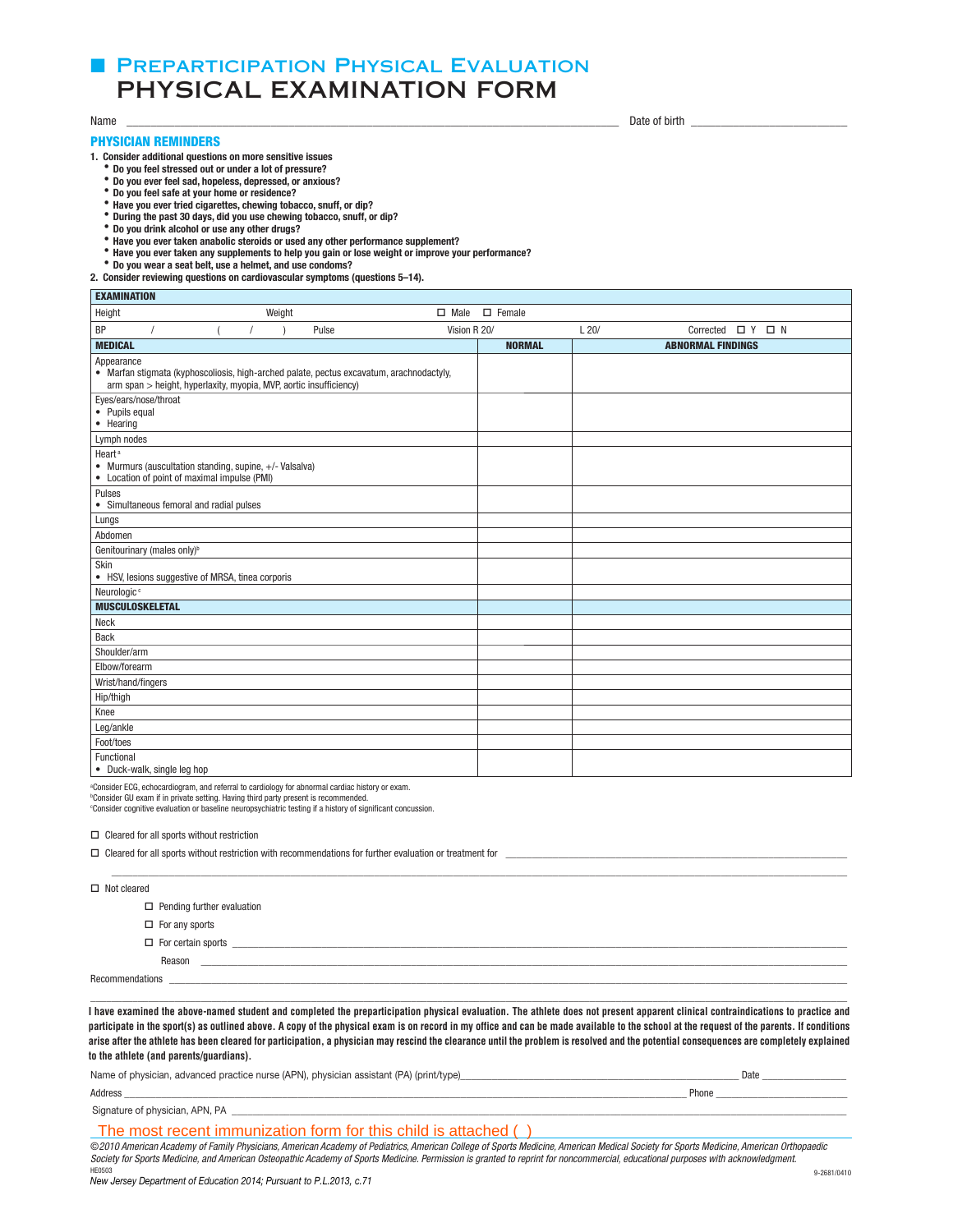# ■ Preparticipation Physical Evaluation

# PHYSICAL EXAMINATION FORM

Name ______________________________ Date of birth ______________

## PHYSICIAN REMINDERS

1. **Consider additional questions on more sensitive issues**
   - **Do you feel stressed out or under a lot of pressure?**
   - **Do you ever feel sad, hopeless, depressed, or anxious?**
   - **Do you feel safe at your home or residence?**
   - **Have you ever tried cigarettes, chewing tobacco, snuff, or dip?**
   - **During the past 30 days, did you use chewing tobacco, snuff, or dip?**
   - **Do you drink alcohol or use any other drugs?**
   - **Have you ever taken anabolic steroids or used any other performance supplement?**
   - **Have you ever taken any supplements to help you gain or lose weight or improve your performance?**
   - **Do you wear a seat belt, use a helmet, and use condoms?**
2. **Consider reviewing questions on cardiovascular symptoms (questions 5–14).**

| **EXAMINATION** | | |
|---|---|---|
| Height Weight ☐ Male ☐ Female | | |
| BP / ( / ) Pulse Vision R 20/ L 20/ Corrected ☐ Y ☐ N | | |
| **MEDICAL** | **NORMAL** | **ABNORMAL FINDINGS** |
| Appearance<br>• Marfan stigmata (kyphoscoliosis, high-arched palate, pectus excavatum, arachnodactyly, arm span > height, hyperlaxity, myopia, MVP, aortic insufficiency) | | |
| Eyes/ears/nose/throat<br>• Pupils equal<br>• Hearing | | |
| Lymph nodes | | |
| Heart[a]<br>• Murmurs (auscultation standing, supine, +/- Valsalva)<br>• Location of point of maximal impulse (PMI) | | |
| Pulses<br>• Simultaneous femoral and radial pulses | | |
| Lungs | | |
| Abdomen | | |
| Genitourinary (males only)[b] | | |
| Skin<br>• HSV, lesions suggestive of MRSA, tinea corporis | | |
| Neurologic[c] | | |
| **MUSCULOSKELETAL** | | |
| Neck | | |
| Back | | |
| Shoulder/arm | | |
| Elbow/forearm | | |
| Wrist/hand/fingers | | |
| Hip/thigh | | |
| Knee | | |
| Leg/ankle | | |
| Foot/toes | | |
| Functional<br>• Duck-walk, single leg hop | | |

[a]Consider ECG, echocardiogram, and referral to cardiology for abnormal cardiac history or exam.
[b]Consider GU exam if in private setting. Having third party present is recommended.
[c]Consider cognitive evaluation or baseline neuropsychiatric testing if a history of significant concussion.

☐ Cleared for all sports without restriction

☐ Cleared for all sports without restriction with recommendations for further evaluation or treatment for ______________________________

☐ Not cleared

- ☐ Pending further evaluation
- ☐ For any sports
- ☐ For certain sports ______________________________

Reason ______________________________

Recommendations ______________________________

**I have examined the above-named student and completed the preparticipation physical evaluation. The athlete does not present apparent clinical contraindications to practice and participate in the sport(s) as outlined above. A copy of the physical exam is on record in my office and can be made available to the school at the request of the parents. If conditions arise after the athlete has been cleared for participation, a physician may rescind the clearance until the problem is resolved and the potential consequences are completely explained to the athlete (and parents/guardians).**

Name of physician, advanced practice nurse (APN), physician assistant (PA) (print/type)______________________________ Date ______________

Address ______________________________ Phone ______________

Signature of physician, APN, PA ______________________________

The most recent immunization form for this child is attached ( )

*©2010 American Academy of Family Physicians, American Academy of Pediatrics, American College of Sports Medicine, American Medical Society for Sports Medicine, American Orthopaedic Society for Sports Medicine, and American Osteopathic Academy of Sports Medicine. Permission is granted to reprint for noncommercial, educational purposes with acknowledgment.*

HE0503 9-2681/0410

*New Jersey Department of Education 2014; Pursuant to P.L.2013, c.71*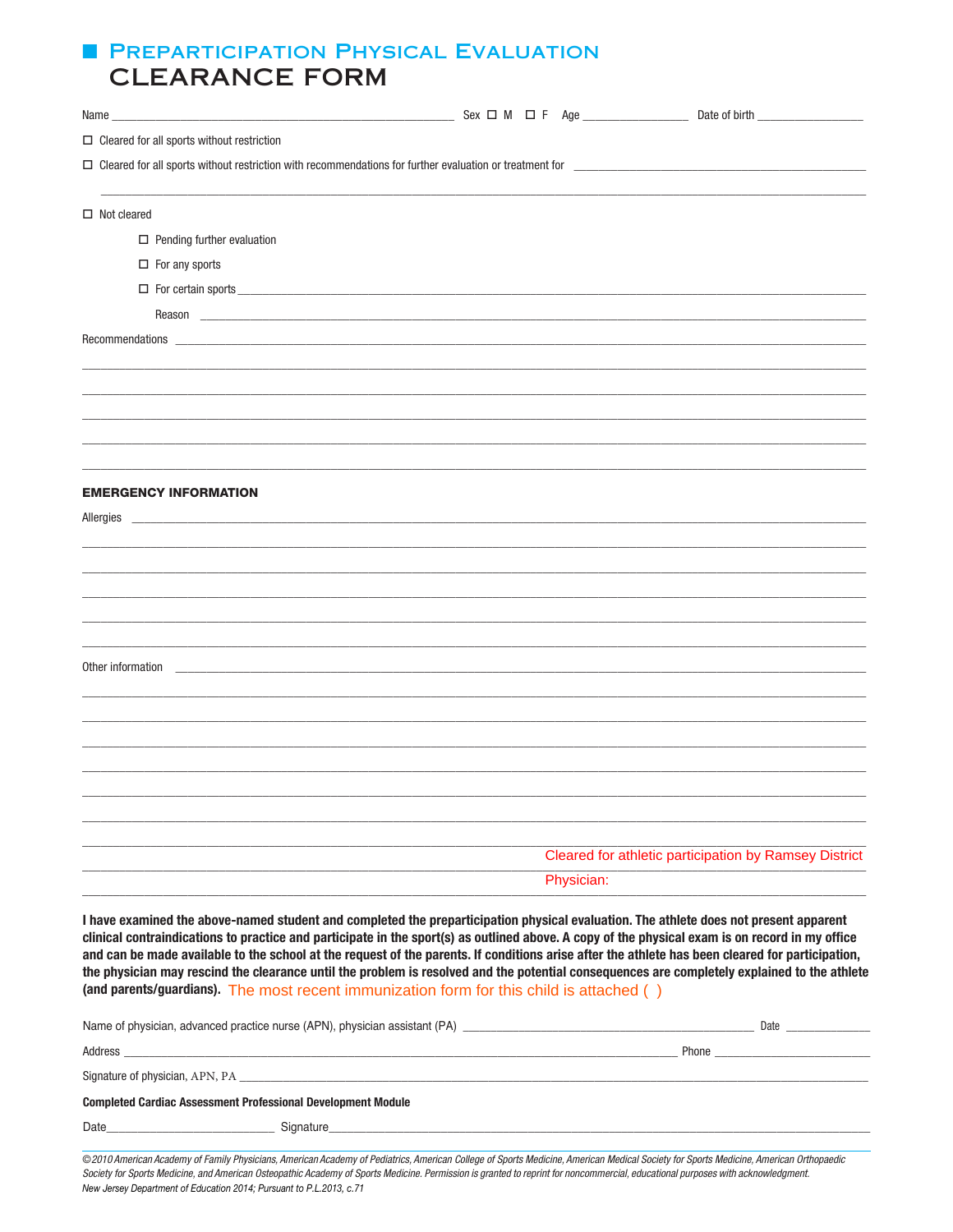# Preparticipation Physical Evaluation
# CLEARANCE FORM

Name ______________________________________________ Sex ☐ M ☐ F Age ______________ Date of birth _______________

☐ Cleared for all sports without restriction

☐ Cleared for all sports without restriction with recommendations for further evaluation or treatment for ________________________________________

_______________________________________________________________________________

☐ Not cleared

- ☐ Pending further evaluation
- ☐ For any sports
- ☐ For certain sports _______________________________________________________________

  Reason _______________________________________________________________________

Recommendations _______________________________________________________________________

_______________________________________________________________________________

_______________________________________________________________________________

_______________________________________________________________________________

_______________________________________________________________________________

_______________________________________________________________________________

**EMERGENCY INFORMATION**

Allergies _______________________________________________________________________________

_______________________________________________________________________________

_______________________________________________________________________________

_______________________________________________________________________________

_______________________________________________________________________________

_______________________________________________________________________________

Other information _______________________________________________________________________

_______________________________________________________________________________

_______________________________________________________________________________

_______________________________________________________________________________

_______________________________________________________________________________

_______________________________________________________________________________

_______________________________________________________________________________

_______________________________________________________________________________

Cleared for athletic participation by Ramsey District

Physician:

**I have examined the above-named student and completed the preparticipation physical evaluation. The athlete does not present apparent clinical contraindications to practice and participate in the sport(s) as outlined above. A copy of the physical exam is on record in my office and can be made available to the school at the request of the parents. If conditions arise after the athlete has been cleared for participation, the physician may rescind the clearance until the problem is resolved and the potential consequences are completely explained to the athlete (and parents/guardians).** The most recent immunization form for this child is attached ( )

Name of physician, advanced practice nurse (APN), physician assistant (PA) ________________________________ Date ___________

Address _____________________________________________________________________ Phone _____________________

Signature of physician, APN, PA _______________________________________________________________________

**Completed Cardiac Assessment Professional Development Module**

Date_______________________ Signature_______________________________________________________________

*©2010 American Academy of Family Physicians, American Academy of Pediatrics, American College of Sports Medicine, American Medical Society for Sports Medicine, American Orthopaedic Society for Sports Medicine, and American Osteopathic Academy of Sports Medicine. Permission is granted to reprint for noncommercial, educational purposes with acknowledgment.*
*New Jersey Department of Education 2014; Pursuant to P.L.2013, c.71*